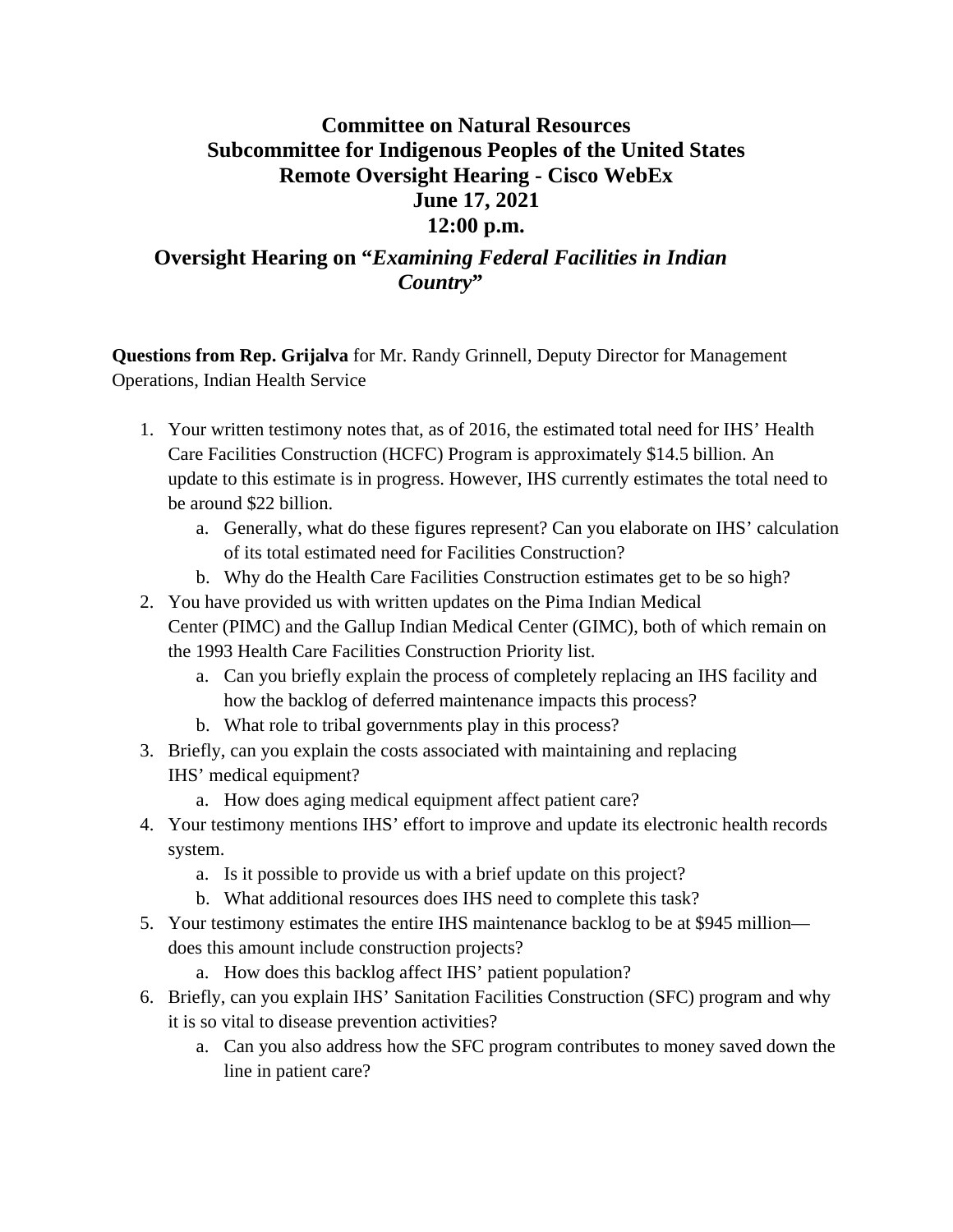# Committee on Natural Resources
# Subcommittee for Indigenous Peoples of the United States
# Remote Oversight Hearing - Cisco WebEx
# June 17, 2021
# 12:00 p.m.

## Oversight Hearing on "*Examining Federal Facilities in Indian Country*"

**Questions from Rep. Grijalva** for Mr. Randy Grinnell, Deputy Director for Management Operations, Indian Health Service

1. Your written testimony notes that, as of 2016, the estimated total need for IHS' Health Care Facilities Construction (HCFC) Program is approximately $14.5 billion. An update to this estimate is in progress. However, IHS currently estimates the total need to be around $22 billion.
   a. Generally, what do these figures represent? Can you elaborate on IHS' calculation of its total estimated need for Facilities Construction?
   b. Why do the Health Care Facilities Construction estimates get to be so high?
2. You have provided us with written updates on the Pima Indian Medical Center (PIMC) and the Gallup Indian Medical Center (GIMC), both of which remain on the 1993 Health Care Facilities Construction Priority list.
   a. Can you briefly explain the process of completely replacing an IHS facility and how the backlog of deferred maintenance impacts this process?
   b. What role to tribal governments play in this process?
3. Briefly, can you explain the costs associated with maintaining and replacing IHS' medical equipment?
   a. How does aging medical equipment affect patient care?
4. Your testimony mentions IHS' effort to improve and update its electronic health records system.
   a. Is it possible to provide us with a brief update on this project?
   b. What additional resources does IHS need to complete this task?
5. Your testimony estimates the entire IHS maintenance backlog to be at $945 million—does this amount include construction projects?
   a. How does this backlog affect IHS' patient population?
6. Briefly, can you explain IHS' Sanitation Facilities Construction (SFC) program and why it is so vital to disease prevention activities?
   a. Can you also address how the SFC program contributes to money saved down the line in patient care?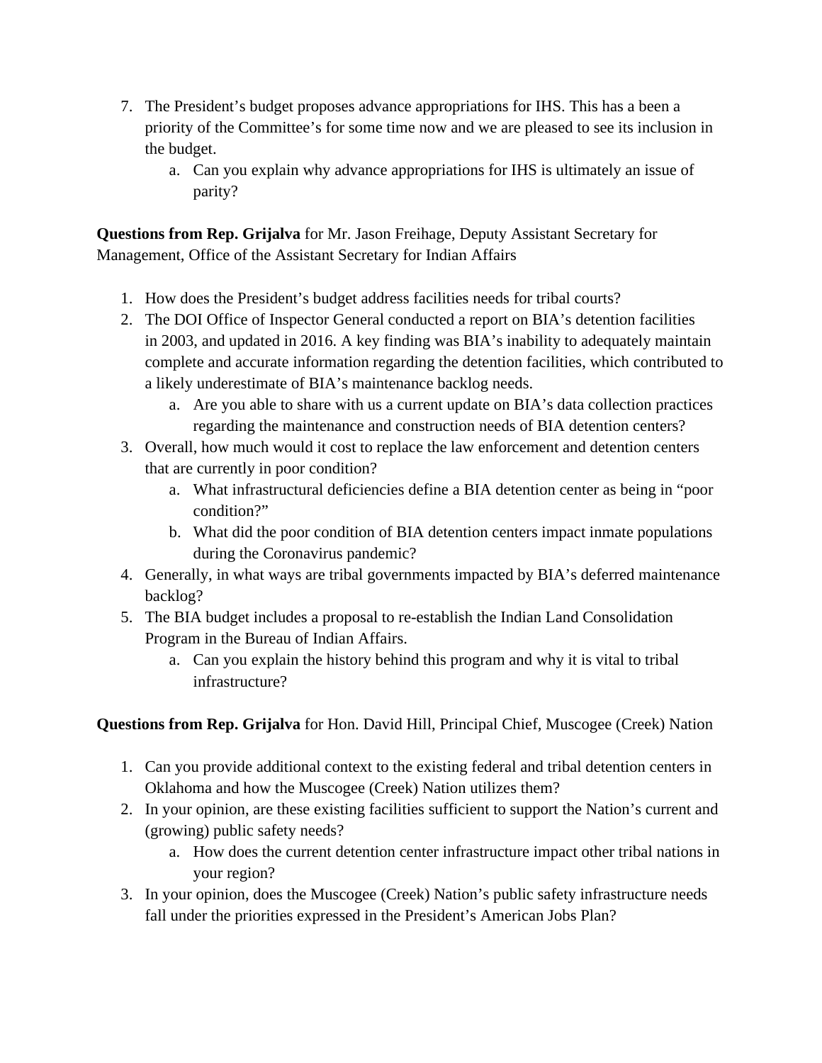7. The President's budget proposes advance appropriations for IHS. This has a been a priority of the Committee's for some time now and we are pleased to see its inclusion in the budget.
    a. Can you explain why advance appropriations for IHS is ultimately an issue of parity?

**Questions from Rep. Grijalva** for Mr. Jason Freihage, Deputy Assistant Secretary for Management, Office of the Assistant Secretary for Indian Affairs

1. How does the President's budget address facilities needs for tribal courts?
2. The DOI Office of Inspector General conducted a report on BIA's detention facilities in 2003, and updated in 2016. A key finding was BIA's inability to adequately maintain complete and accurate information regarding the detention facilities, which contributed to a likely underestimate of BIA's maintenance backlog needs.
    a. Are you able to share with us a current update on BIA's data collection practices regarding the maintenance and construction needs of BIA detention centers?
3. Overall, how much would it cost to replace the law enforcement and detention centers that are currently in poor condition?
    a. What infrastructural deficiencies define a BIA detention center as being in "poor condition?"
    b. What did the poor condition of BIA detention centers impact inmate populations during the Coronavirus pandemic?
4. Generally, in what ways are tribal governments impacted by BIA's deferred maintenance backlog?
5. The BIA budget includes a proposal to re-establish the Indian Land Consolidation Program in the Bureau of Indian Affairs.
    a. Can you explain the history behind this program and why it is vital to tribal infrastructure?

**Questions from Rep. Grijalva** for Hon. David Hill, Principal Chief, Muscogee (Creek) Nation

1. Can you provide additional context to the existing federal and tribal detention centers in Oklahoma and how the Muscogee (Creek) Nation utilizes them?
2. In your opinion, are these existing facilities sufficient to support the Nation's current and (growing) public safety needs?
    a. How does the current detention center infrastructure impact other tribal nations in your region?
3. In your opinion, does the Muscogee (Creek) Nation's public safety infrastructure needs fall under the priorities expressed in the President's American Jobs Plan?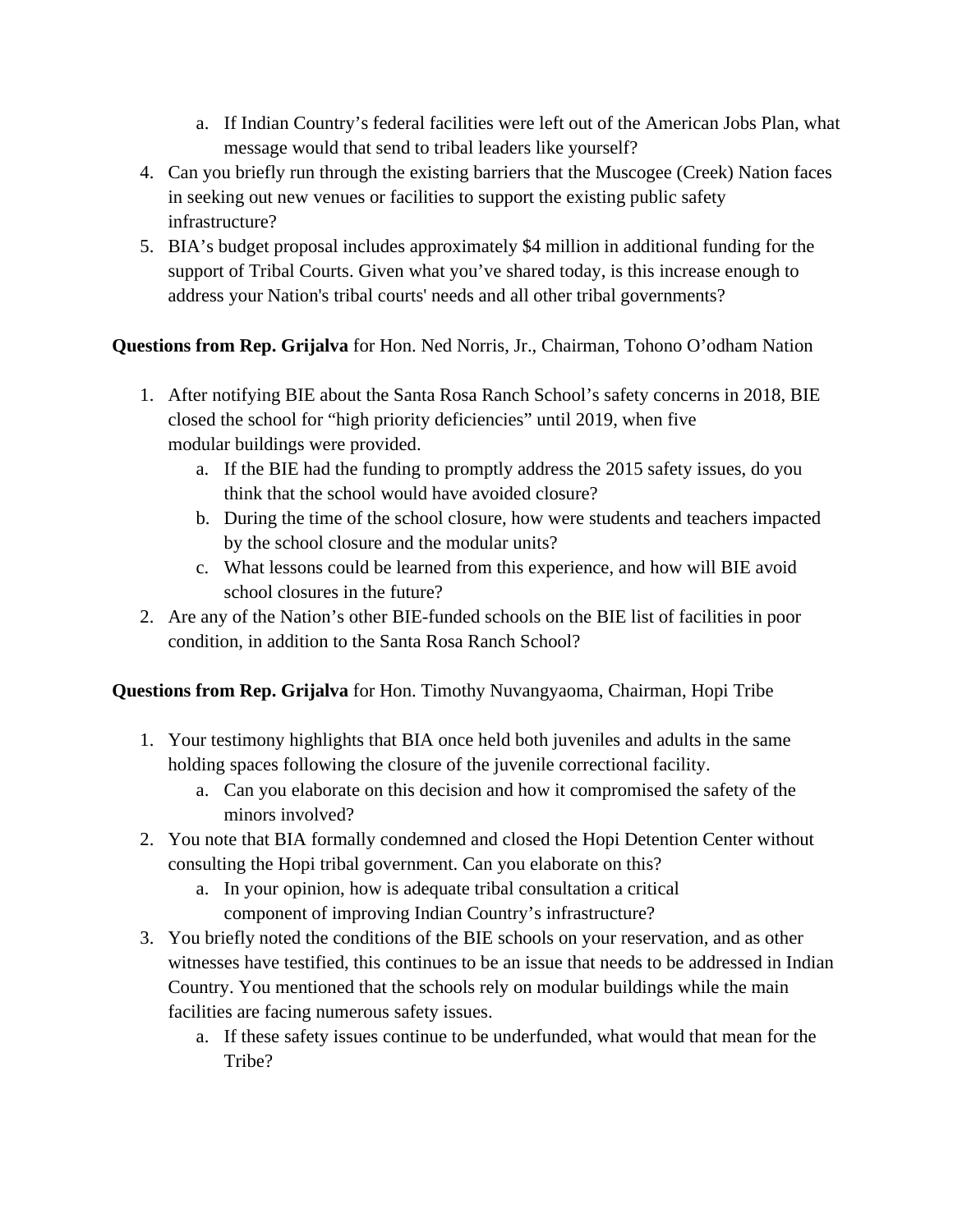a. If Indian Country's federal facilities were left out of the American Jobs Plan, what message would that send to tribal leaders like yourself?

4. Can you briefly run through the existing barriers that the Muscogee (Creek) Nation faces in seeking out new venues or facilities to support the existing public safety infrastructure?
5. BIA's budget proposal includes approximately $4 million in additional funding for the support of Tribal Courts. Given what you've shared today, is this increase enough to address your Nation's tribal courts' needs and all other tribal governments?

**Questions from Rep. Grijalva** for Hon. Ned Norris, Jr., Chairman, Tohono O'odham Nation

1. After notifying BIE about the Santa Rosa Ranch School's safety concerns in 2018, BIE closed the school for "high priority deficiencies" until 2019, when five modular buildings were provided.
   a. If the BIE had the funding to promptly address the 2015 safety issues, do you think that the school would have avoided closure?
   b. During the time of the school closure, how were students and teachers impacted by the school closure and the modular units?
   c. What lessons could be learned from this experience, and how will BIE avoid school closures in the future?
2. Are any of the Nation's other BIE-funded schools on the BIE list of facilities in poor condition, in addition to the Santa Rosa Ranch School?

**Questions from Rep. Grijalva** for Hon. Timothy Nuvangyaoma, Chairman, Hopi Tribe

1. Your testimony highlights that BIA once held both juveniles and adults in the same holding spaces following the closure of the juvenile correctional facility.
   a. Can you elaborate on this decision and how it compromised the safety of the minors involved?
2. You note that BIA formally condemned and closed the Hopi Detention Center without consulting the Hopi tribal government. Can you elaborate on this?
   a. In your opinion, how is adequate tribal consultation a critical component of improving Indian Country's infrastructure?
3. You briefly noted the conditions of the BIE schools on your reservation, and as other witnesses have testified, this continues to be an issue that needs to be addressed in Indian Country. You mentioned that the schools rely on modular buildings while the main facilities are facing numerous safety issues.
   a. If these safety issues continue to be underfunded, what would that mean for the Tribe?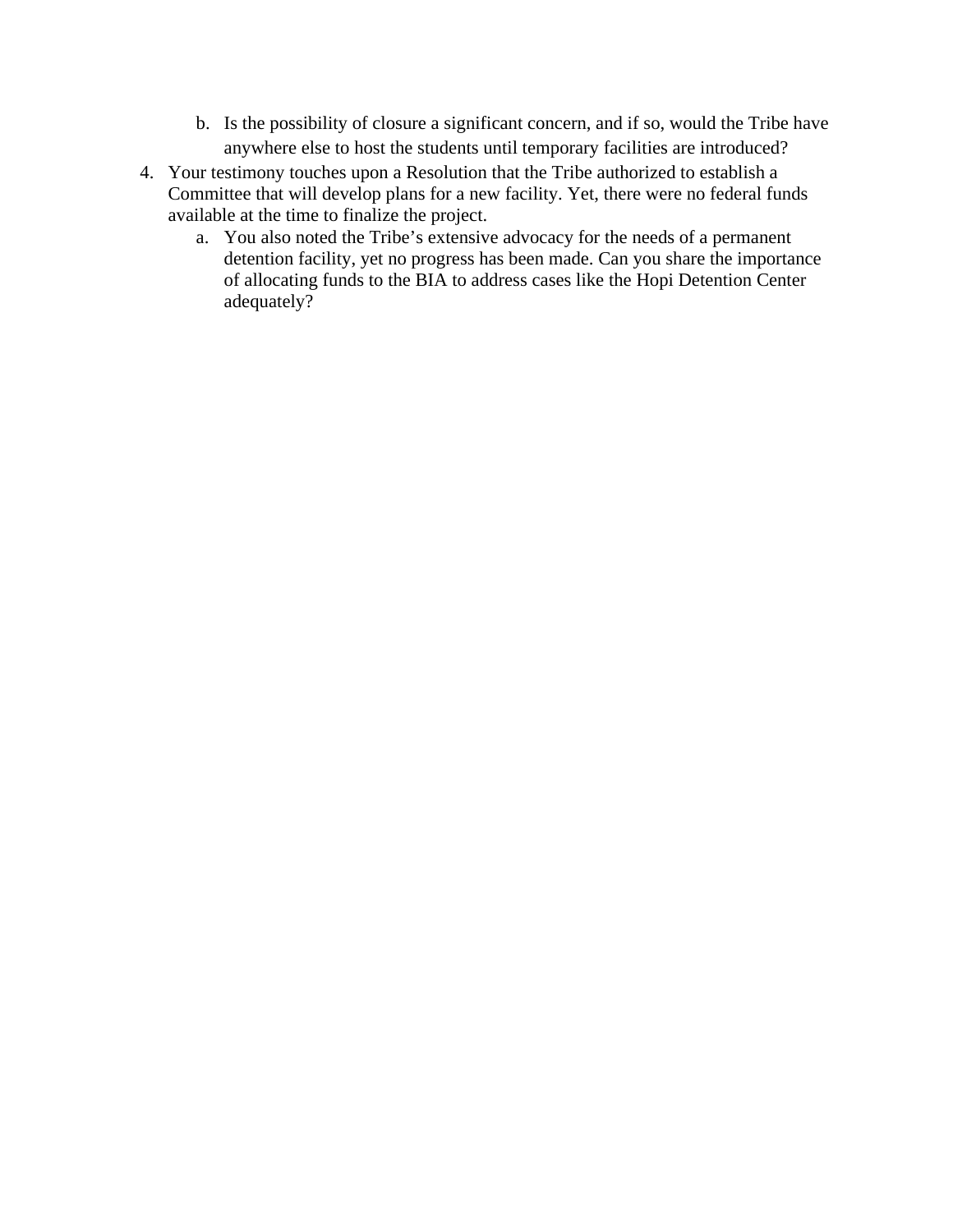b. Is the possibility of closure a significant concern, and if so, would the Tribe have anywhere else to host the students until temporary facilities are introduced?

4. Your testimony touches upon a Resolution that the Tribe authorized to establish a Committee that will develop plans for a new facility. Yet, there were no federal funds available at the time to finalize the project.
   a. You also noted the Tribe's extensive advocacy for the needs of a permanent detention facility, yet no progress has been made. Can you share the importance of allocating funds to the BIA to address cases like the Hopi Detention Center adequately?